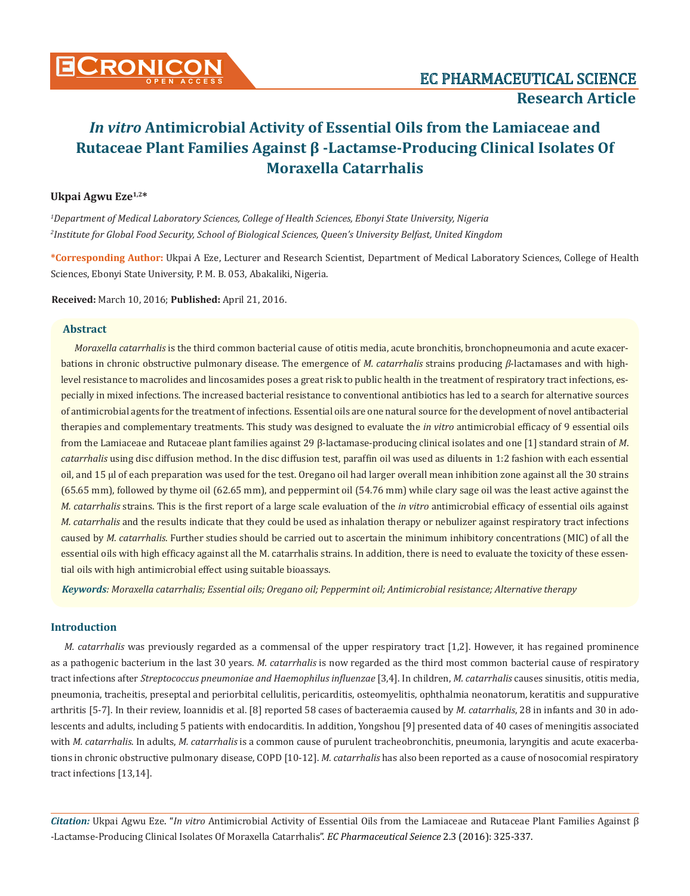# *In vitro* Antimicrobial Activity of Essential Oils from the Lamiaceae and Rutaceae Plant Families Against β -Lactamse-Producing Clinical Isolates Of Moraxella Catarrhalis

**Ukpai Agwu Eze[1,2]***

*[1]Department of Medical Laboratory Sciences, College of Health Sciences, Ebonyi State University, Nigeria*

*[2]Institute for Global Food Security, School of Biological Sciences, Queen's University Belfast, United Kingdom*

**\*Corresponding Author:** Ukpai A Eze, Lecturer and Research Scientist, Department of Medical Laboratory Sciences, College of Health Sciences, Ebonyi State University, P. M. B. 053, Abakaliki, Nigeria.

**Received:** March 10, 2016; **Published:** April 21, 2016.

## Abstract

*Moraxella catarrhalis* is the third common bacterial cause of otitis media, acute bronchitis, bronchopneumonia and acute exacerbations in chronic obstructive pulmonary disease. The emergence of *M. catarrhalis* strains producing *β*-lactamases and with high-level resistance to macrolides and lincosamides poses a great risk to public health in the treatment of respiratory tract infections, especially in mixed infections. The increased bacterial resistance to conventional antibiotics has led to a search for alternative sources of antimicrobial agents for the treatment of infections. Essential oils are one natural source for the development of novel antibacterial therapies and complementary treatments. This study was designed to evaluate the *in vitro* antimicrobial efficacy of 9 essential oils from the Lamiaceae and Rutaceae plant families against 29 β-lactamase-producing clinical isolates and one [1] standard strain of *M. catarrhalis* using disc diffusion method. In the disc diffusion test, paraffin oil was used as diluents in 1:2 fashion with each essential oil, and 15 µl of each preparation was used for the test. Oregano oil had larger overall mean inhibition zone against all the 30 strains (65.65 mm), followed by thyme oil (62.65 mm), and peppermint oil (54.76 mm) while clary sage oil was the least active against the *M. catarrhalis* strains. This is the first report of a large scale evaluation of the *in vitro* antimicrobial efficacy of essential oils against *M. catarrhalis* and the results indicate that they could be used as inhalation therapy or nebulizer against respiratory tract infections caused by *M. catarrhalis*. Further studies should be carried out to ascertain the minimum inhibitory concentrations (MIC) of all the essential oils with high efficacy against all the M. catarrhalis strains. In addition, there is need to evaluate the toxicity of these essential oils with high antimicrobial effect using suitable bioassays.

***Keywords****: Moraxella catarrhalis; Essential oils; Oregano oil; Peppermint oil; Antimicrobial resistance; Alternative therapy*

## Introduction

*M. catarrhalis* was previously regarded as a commensal of the upper respiratory tract [1,2]. However, it has regained prominence as a pathogenic bacterium in the last 30 years. *M. catarrhalis* is now regarded as the third most common bacterial cause of respiratory tract infections after *Streptococcus pneumoniae and Haemophilus influenzae* [3,4]. In children, *M. catarrhalis* causes sinusitis, otitis media, pneumonia, tracheitis, preseptal and periorbital cellulitis, pericarditis, osteomyelitis, ophthalmia neonatorum, keratitis and suppurative arthritis [5-7]. In their review, Ioannidis et al. [8] reported 58 cases of bacteraemia caused by *M. catarrhalis*, 28 in infants and 30 in adolescents and adults, including 5 patients with endocarditis. In addition, Yongshou [9] presented data of 40 cases of meningitis associated with *M. catarrhalis*. In adults, *M. catarrhalis* is a common cause of purulent tracheobronchitis, pneumonia, laryngitis and acute exacerbations in chronic obstructive pulmonary disease, COPD [10-12]. *M. catarrhalis* has also been reported as a cause of nosocomial respiratory tract infections [13,14].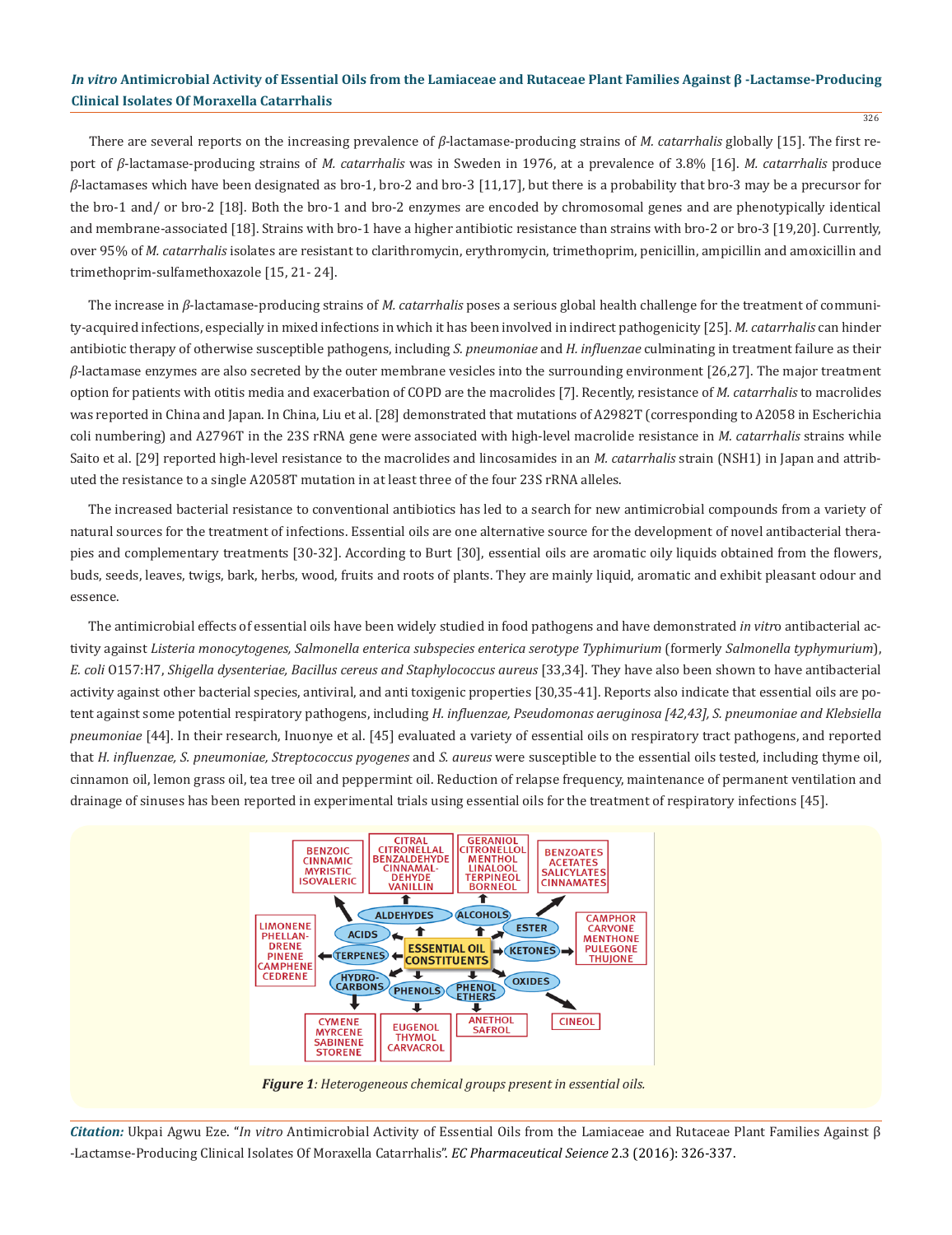There are several reports on the increasing prevalence of *β*-lactamase-producing strains of *M. catarrhalis* globally [15]. The first report of *β*-lactamase-producing strains of *M. catarrhalis* was in Sweden in 1976, at a prevalence of 3.8% [16]. *M. catarrhalis* produce *β*-lactamases which have been designated as bro-1, bro-2 and bro-3 [11,17], but there is a probability that bro-3 may be a precursor for the bro-1 and/ or bro-2 [18]. Both the bro-1 and bro-2 enzymes are encoded by chromosomal genes and are phenotypically identical and membrane-associated [18]. Strains with bro-1 have a higher antibiotic resistance than strains with bro-2 or bro-3 [19,20]. Currently, over 95% of *M. catarrhalis* isolates are resistant to clarithromycin, erythromycin, trimethoprim, penicillin, ampicillin and amoxicillin and trimethoprim-sulfamethoxazole [15, 21- 24].

The increase in *β*-lactamase-producing strains of *M. catarrhalis* poses a serious global health challenge for the treatment of community-acquired infections, especially in mixed infections in which it has been involved in indirect pathogenicity [25]. *M. catarrhalis* can hinder antibiotic therapy of otherwise susceptible pathogens, including *S. pneumoniae* and *H. influenzae* culminating in treatment failure as their *β*-lactamase enzymes are also secreted by the outer membrane vesicles into the surrounding environment [26,27]. The major treatment option for patients with otitis media and exacerbation of COPD are the macrolides [7]. Recently, resistance of *M. catarrhalis* to macrolides was reported in China and Japan. In China, Liu et al. [28] demonstrated that mutations of A2982T (corresponding to A2058 in Escherichia coli numbering) and A2796T in the 23S rRNA gene were associated with high-level macrolide resistance in *M. catarrhalis* strains while Saito et al. [29] reported high-level resistance to the macrolides and lincosamides in an *M. catarrhalis* strain (NSH1) in Japan and attributed the resistance to a single A2058T mutation in at least three of the four 23S rRNA alleles.

The increased bacterial resistance to conventional antibiotics has led to a search for new antimicrobial compounds from a variety of natural sources for the treatment of infections. Essential oils are one alternative source for the development of novel antibacterial therapies and complementary treatments [30-32]. According to Burt [30], essential oils are aromatic oily liquids obtained from the flowers, buds, seeds, leaves, twigs, bark, herbs, wood, fruits and roots of plants. They are mainly liquid, aromatic and exhibit pleasant odour and essence.

The antimicrobial effects of essential oils have been widely studied in food pathogens and have demonstrated *in vitro* antibacterial activity against *Listeria monocytogenes, Salmonella enterica subspecies enterica serotype Typhimurium* (formerly *Salmonella typhymurium*), *E. coli* O157:H7, *Shigella dysenteriae, Bacillus cereus and Staphylococcus aureus* [33,34]. They have also been shown to have antibacterial activity against other bacterial species, antiviral, and anti toxigenic properties [30,35-41]. Reports also indicate that essential oils are potent against some potential respiratory pathogens, including *H. influenzae, Pseudomonas aeruginosa [42,43], S. pneumoniae and Klebsiella pneumoniae* [44]. In their research, Inuonye et al. [45] evaluated a variety of essential oils on respiratory tract pathogens, and reported that *H. influenzae, S. pneumoniae, Streptococcus pyogenes* and *S. aureus* were susceptible to the essential oils tested, including thyme oil, cinnamon oil, lemon grass oil, tea tree oil and peppermint oil. Reduction of relapse frequency, maintenance of permanent ventilation and drainage of sinuses has been reported in experimental trials using essential oils for the treatment of respiratory infections [45].

***Figure 1****: Heterogeneous chemical groups present in essential oils.*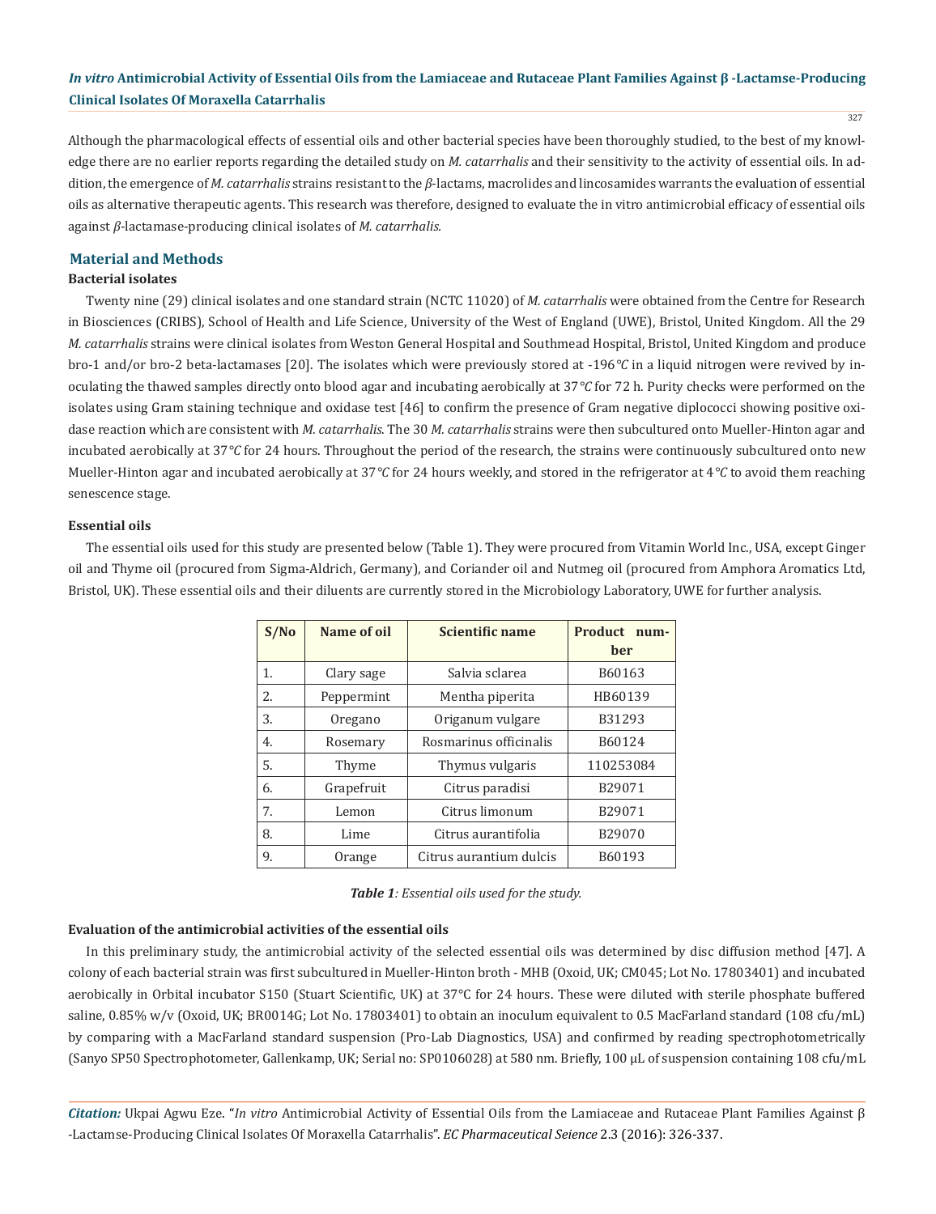Although the pharmacological effects of essential oils and other bacterial species have been thoroughly studied, to the best of my knowledge there are no earlier reports regarding the detailed study on *M. catarrhalis* and their sensitivity to the activity of essential oils. In addition, the emergence of *M. catarrhalis* strains resistant to the *β*-lactams, macrolides and lincosamides warrants the evaluation of essential oils as alternative therapeutic agents. This research was therefore, designed to evaluate the in vitro antimicrobial efficacy of essential oils against *β*-lactamase-producing clinical isolates of *M. catarrhalis.*

## Material and Methods

### Bacterial isolates

Twenty nine (29) clinical isolates and one standard strain (NCTC 11020) of *M. catarrhalis* were obtained from the Centre for Research in Biosciences (CRIBS), School of Health and Life Science, University of the West of England (UWE), Bristol, United Kingdom. All the 29 *M. catarrhalis* strains were clinical isolates from Weston General Hospital and Southmead Hospital, Bristol, United Kingdom and produce bro-1 and/or bro-2 beta-lactamases [20]. The isolates which were previously stored at -196*°C* in a liquid nitrogen were revived by inoculating the thawed samples directly onto blood agar and incubating aerobically at 37*°C* for 72 h. Purity checks were performed on the isolates using Gram staining technique and oxidase test [46] to confirm the presence of Gram negative diplococci showing positive oxidase reaction which are consistent with *M. catarrhalis*. The 30 *M. catarrhalis* strains were then subcultured onto Mueller-Hinton agar and incubated aerobically at 37*°C* for 24 hours. Throughout the period of the research, the strains were continuously subcultured onto new Mueller-Hinton agar and incubated aerobically at 37*°C* for 24 hours weekly, and stored in the refrigerator at 4*°C* to avoid them reaching senescence stage.

### Essential oils

The essential oils used for this study are presented below (Table 1). They were procured from Vitamin World Inc., USA, except Ginger oil and Thyme oil (procured from Sigma-Aldrich, Germany), and Coriander oil and Nutmeg oil (procured from Amphora Aromatics Ltd, Bristol, UK). These essential oils and their diluents are currently stored in the Microbiology Laboratory, UWE for further analysis.

| S/No | Name of oil | Scientific name | Product number |
|---|---|---|---|
| 1. | Clary sage | Salvia sclarea | B60163 |
| 2. | Peppermint | Mentha piperita | HB60139 |
| 3. | Oregano | Origanum vulgare | B31293 |
| 4. | Rosemary | Rosmarinus officinalis | B60124 |
| 5. | Thyme | Thymus vulgaris | 110253084 |
| 6. | Grapefruit | Citrus paradisi | B29071 |
| 7. | Lemon | Citrus limonum | B29071 |
| 8. | Lime | Citrus aurantifolia | B29070 |
| 9. | Orange | Citrus aurantium dulcis | B60193 |

***Table 1****: Essential oils used for the study.*

### Evaluation of the antimicrobial activities of the essential oils

In this preliminary study, the antimicrobial activity of the selected essential oils was determined by disc diffusion method [47]. A colony of each bacterial strain was first subcultured in Mueller-Hinton broth - MHB (Oxoid, UK; CM045; Lot No. 17803401) and incubated aerobically in Orbital incubator S150 (Stuart Scientific, UK) at 37°C for 24 hours. These were diluted with sterile phosphate buffered saline, 0.85% w/v (Oxoid, UK; BR0014G; Lot No. 17803401) to obtain an inoculum equivalent to 0.5 MacFarland standard (108 cfu/mL) by comparing with a MacFarland standard suspension (Pro-Lab Diagnostics, USA) and confirmed by reading spectrophotometrically (Sanyo SP50 Spectrophotometer, Gallenkamp, UK; Serial no: SP0106028) at 580 nm. Briefly, 100 μL of suspension containing 108 cfu/mL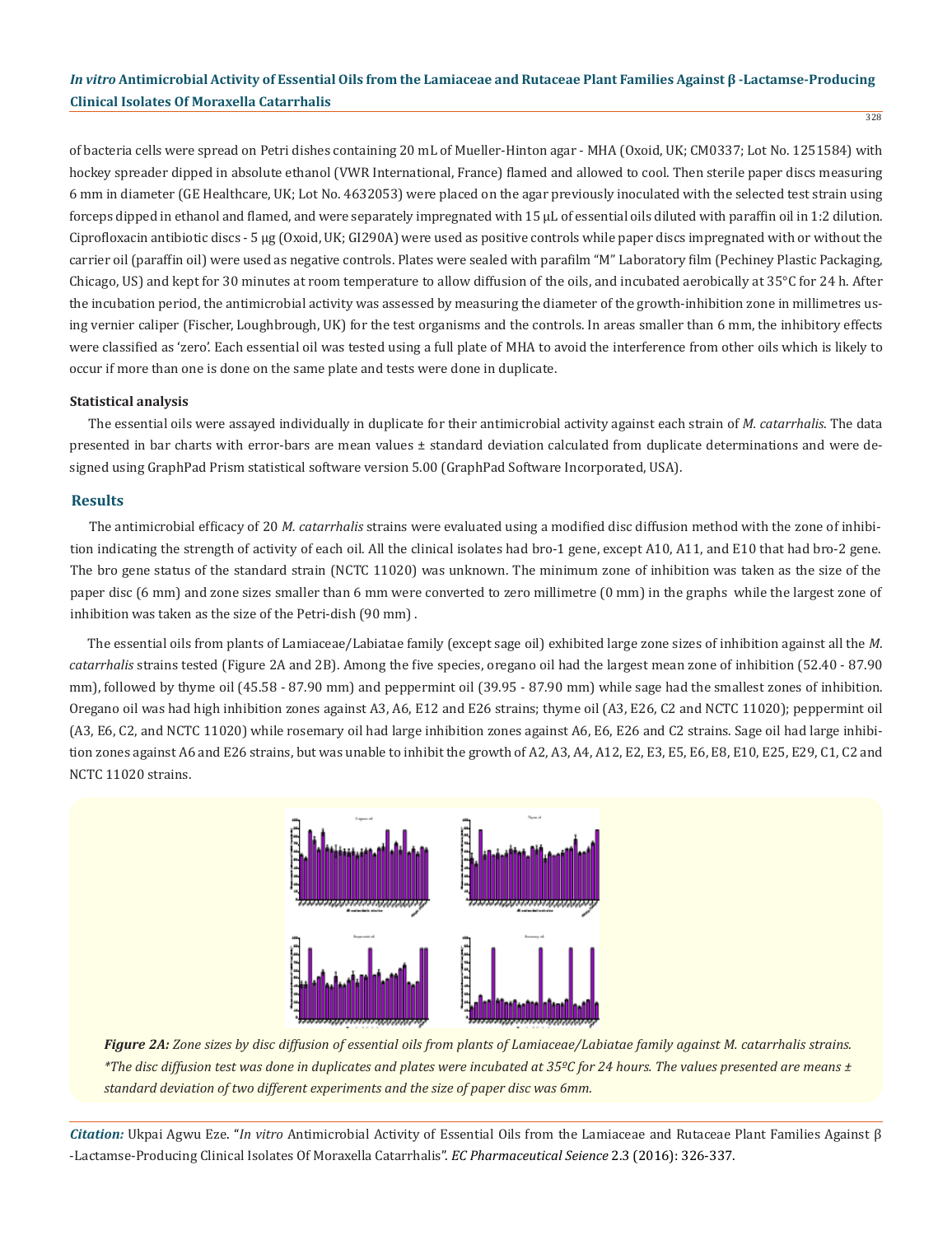of bacteria cells were spread on Petri dishes containing 20 mL of Mueller-Hinton agar - MHA (Oxoid, UK; CM0337; Lot No. 1251584) with hockey spreader dipped in absolute ethanol (VWR International, France) flamed and allowed to cool. Then sterile paper discs measuring 6 mm in diameter (GE Healthcare, UK; Lot No. 4632053) were placed on the agar previously inoculated with the selected test strain using forceps dipped in ethanol and flamed, and were separately impregnated with 15 μL of essential oils diluted with paraffin oil in 1:2 dilution. Ciprofloxacin antibiotic discs - 5 μg (Oxoid, UK; GI290A) were used as positive controls while paper discs impregnated with or without the carrier oil (paraffin oil) were used as negative controls. Plates were sealed with parafilm "M" Laboratory film (Pechiney Plastic Packaging, Chicago, US) and kept for 30 minutes at room temperature to allow diffusion of the oils, and incubated aerobically at 35°C for 24 h. After the incubation period, the antimicrobial activity was assessed by measuring the diameter of the growth-inhibition zone in millimetres using vernier caliper (Fischer, Loughbrough, UK) for the test organisms and the controls. In areas smaller than 6 mm, the inhibitory effects were classified as 'zero'. Each essential oil was tested using a full plate of MHA to avoid the interference from other oils which is likely to occur if more than one is done on the same plate and tests were done in duplicate.

**Statistical analysis**

The essential oils were assayed individually in duplicate for their antimicrobial activity against each strain of *M. catarrhalis*. The data presented in bar charts with error-bars are mean values ± standard deviation calculated from duplicate determinations and were designed using GraphPad Prism statistical software version 5.00 (GraphPad Software Incorporated, USA).

## Results

The antimicrobial efficacy of 20 *M. catarrhalis* strains were evaluated using a modified disc diffusion method with the zone of inhibition indicating the strength of activity of each oil. All the clinical isolates had bro-1 gene, except A10, A11, and E10 that had bro-2 gene. The bro gene status of the standard strain (NCTC 11020) was unknown. The minimum zone of inhibition was taken as the size of the paper disc (6 mm) and zone sizes smaller than 6 mm were converted to zero millimetre (0 mm) in the graphs while the largest zone of inhibition was taken as the size of the Petri-dish (90 mm).

The essential oils from plants of Lamiaceae/Labiatae family (except sage oil) exhibited large zone sizes of inhibition against all the *M. catarrhalis* strains tested (Figure 2A and 2B). Among the five species, oregano oil had the largest mean zone of inhibition (52.40 - 87.90 mm), followed by thyme oil (45.58 - 87.90 mm) and peppermint oil (39.95 - 87.90 mm) while sage had the smallest zones of inhibition. Oregano oil was had high inhibition zones against A3, A6, E12 and E26 strains; thyme oil (A3, E26, C2 and NCTC 11020); peppermint oil (A3, E6, C2, and NCTC 11020) while rosemary oil had large inhibition zones against A6, E6, E26 and C2 strains. Sage oil had large inhibition zones against A6 and E26 strains, but was unable to inhibit the growth of A2, A3, A4, A12, E2, E3, E5, E6, E8, E10, E25, E29, C1, C2 and NCTC 11020 strains.

*Figure 2A: Zone sizes by disc diffusion of essential oils from plants of Lamiaceae/Labiatae family against M. catarrhalis strains. \*The disc diffusion test was done in duplicates and plates were incubated at 35ºC for 24 hours. The values presented are means ± standard deviation of two different experiments and the size of paper disc was 6mm.*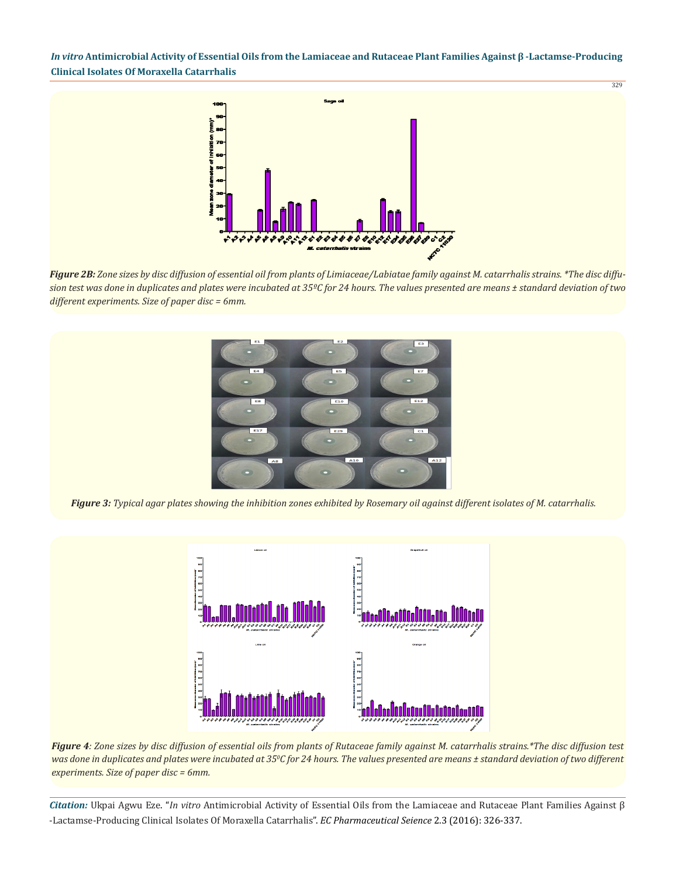*Figure 2B: Zone sizes by disc diffusion of essential oil from plants of Limiaceae/Labiatae family against M. catarrhalis strains. *The disc diffusion test was done in duplicates and plates were incubated at 35ºC for 24 hours. The values presented are means ± standard deviation of two different experiments. Size of paper disc = 6mm.*

*Figure 3: Typical agar plates showing the inhibition zones exhibited by Rosemary oil against different isolates of M. catarrhalis.*

*Figure 4: Zone sizes by disc diffusion of essential oils from plants of Rutaceae family against M. catarrhalis strains.*The disc diffusion test was done in duplicates and plates were incubated at 35ºC for 24 hours. The values presented are means ± standard deviation of two different experiments. Size of paper disc = 6mm.*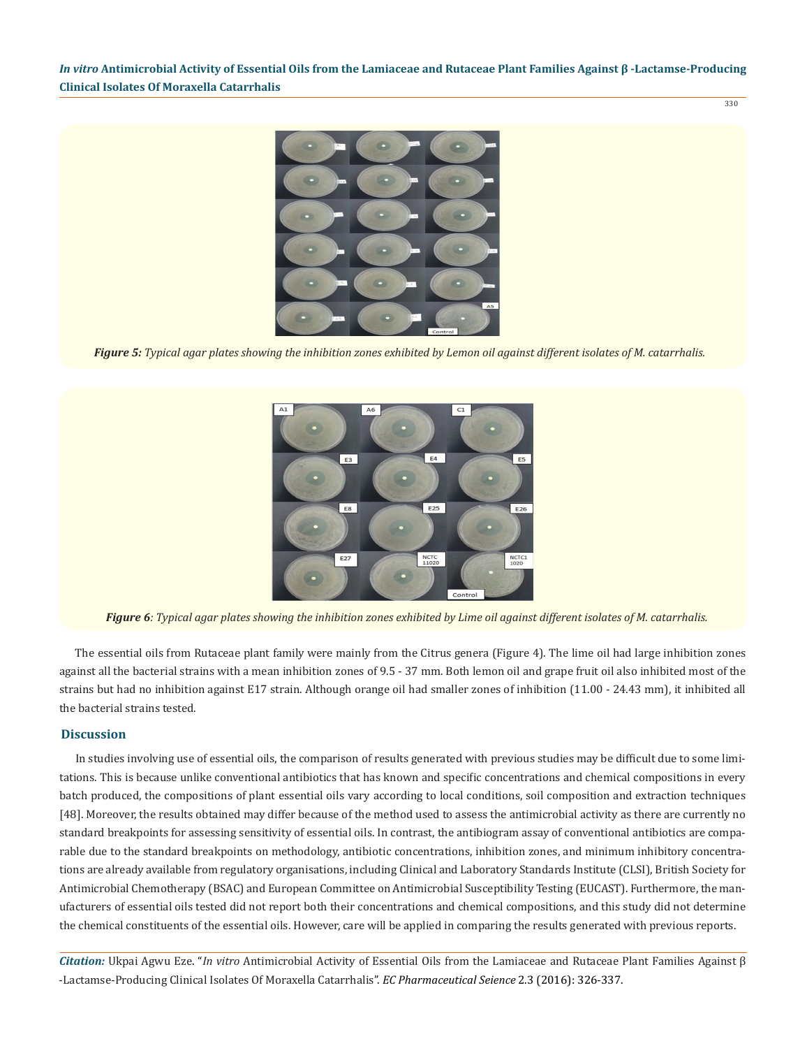*Figure 5: Typical agar plates showing the inhibition zones exhibited by Lemon oil against different isolates of M. catarrhalis.*

*Figure 6: Typical agar plates showing the inhibition zones exhibited by Lime oil against different isolates of M. catarrhalis.*

The essential oils from Rutaceae plant family were mainly from the Citrus genera (Figure 4). The lime oil had large inhibition zones against all the bacterial strains with a mean inhibition zones of 9.5 - 37 mm. Both lemon oil and grape fruit oil also inhibited most of the strains but had no inhibition against E17 strain. Although orange oil had smaller zones of inhibition (11.00 - 24.43 mm), it inhibited all the bacterial strains tested.

## Discussion

In studies involving use of essential oils, the comparison of results generated with previous studies may be difficult due to some limitations. This is because unlike conventional antibiotics that has known and specific concentrations and chemical compositions in every batch produced, the compositions of plant essential oils vary according to local conditions, soil composition and extraction techniques [48]. Moreover, the results obtained may differ because of the method used to assess the antimicrobial activity as there are currently no standard breakpoints for assessing sensitivity of essential oils. In contrast, the antibiogram assay of conventional antibiotics are comparable due to the standard breakpoints on methodology, antibiotic concentrations, inhibition zones, and minimum inhibitory concentrations are already available from regulatory organisations, including Clinical and Laboratory Standards Institute (CLSI), British Society for Antimicrobial Chemotherapy (BSAC) and European Committee on Antimicrobial Susceptibility Testing (EUCAST). Furthermore, the manufacturers of essential oils tested did not report both their concentrations and chemical compositions, and this study did not determine the chemical constituents of the essential oils. However, care will be applied in comparing the results generated with previous reports.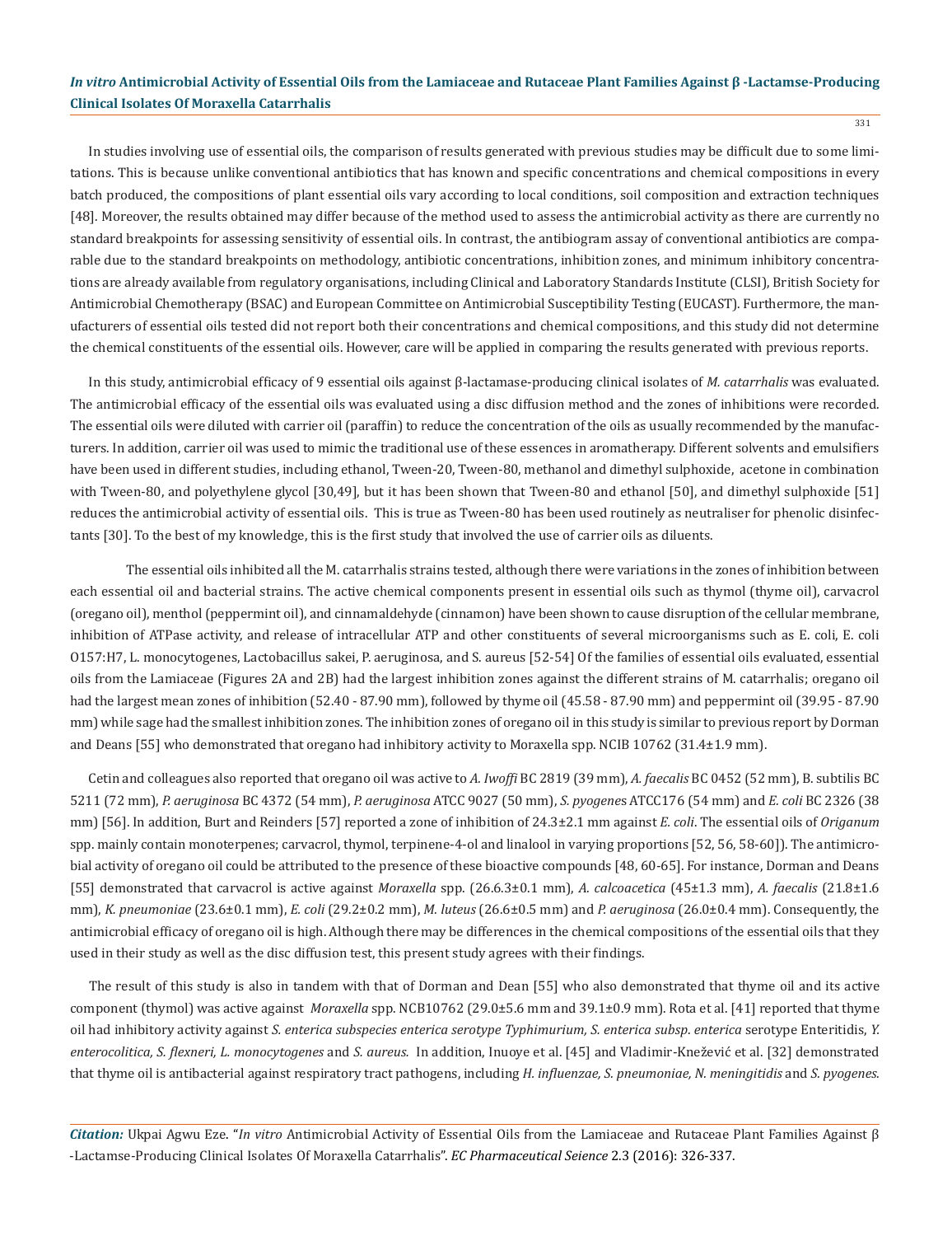In studies involving use of essential oils, the comparison of results generated with previous studies may be difficult due to some limitations. This is because unlike conventional antibiotics that has known and specific concentrations and chemical compositions in every batch produced, the compositions of plant essential oils vary according to local conditions, soil composition and extraction techniques [48]. Moreover, the results obtained may differ because of the method used to assess the antimicrobial activity as there are currently no standard breakpoints for assessing sensitivity of essential oils. In contrast, the antibiogram assay of conventional antibiotics are comparable due to the standard breakpoints on methodology, antibiotic concentrations, inhibition zones, and minimum inhibitory concentrations are already available from regulatory organisations, including Clinical and Laboratory Standards Institute (CLSI), British Society for Antimicrobial Chemotherapy (BSAC) and European Committee on Antimicrobial Susceptibility Testing (EUCAST). Furthermore, the manufacturers of essential oils tested did not report both their concentrations and chemical compositions, and this study did not determine the chemical constituents of the essential oils. However, care will be applied in comparing the results generated with previous reports.

In this study, antimicrobial efficacy of 9 essential oils against β-lactamase-producing clinical isolates of *M. catarrhalis* was evaluated. The antimicrobial efficacy of the essential oils was evaluated using a disc diffusion method and the zones of inhibitions were recorded. The essential oils were diluted with carrier oil (paraffin) to reduce the concentration of the oils as usually recommended by the manufacturers. In addition, carrier oil was used to mimic the traditional use of these essences in aromatherapy. Different solvents and emulsifiers have been used in different studies, including ethanol, Tween-20, Tween-80, methanol and dimethyl sulphoxide, acetone in combination with Tween-80, and polyethylene glycol [30,49], but it has been shown that Tween-80 and ethanol [50], and dimethyl sulphoxide [51] reduces the antimicrobial activity of essential oils. This is true as Tween-80 has been used routinely as neutraliser for phenolic disinfectants [30]. To the best of my knowledge, this is the first study that involved the use of carrier oils as diluents.

The essential oils inhibited all the M. catarrhalis strains tested, although there were variations in the zones of inhibition between each essential oil and bacterial strains. The active chemical components present in essential oils such as thymol (thyme oil), carvacrol (oregano oil), menthol (peppermint oil), and cinnamaldehyde (cinnamon) have been shown to cause disruption of the cellular membrane, inhibition of ATPase activity, and release of intracellular ATP and other constituents of several microorganisms such as E. coli, E. coli O157:H7, L. monocytogenes, Lactobacillus sakei, P. aeruginosa, and S. aureus [52-54] Of the families of essential oils evaluated, essential oils from the Lamiaceae (Figures 2A and 2B) had the largest inhibition zones against the different strains of M. catarrhalis; oregano oil had the largest mean zones of inhibition (52.40 - 87.90 mm), followed by thyme oil (45.58 - 87.90 mm) and peppermint oil (39.95 - 87.90 mm) while sage had the smallest inhibition zones. The inhibition zones of oregano oil in this study is similar to previous report by Dorman and Deans [55] who demonstrated that oregano had inhibitory activity to Moraxella spp. NCIB 10762 (31.4±1.9 mm).

Cetin and colleagues also reported that oregano oil was active to *A. Iwoffi* BC 2819 (39 mm), *A. faecalis* BC 0452 (52 mm), B. subtilis BC 5211 (72 mm), *P. aeruginosa* BC 4372 (54 mm), *P. aeruginosa* ATCC 9027 (50 mm), *S. pyogenes* ATCC176 (54 mm) and *E. coli* BC 2326 (38 mm) [56]. In addition, Burt and Reinders [57] reported a zone of inhibition of 24.3±2.1 mm against *E. coli*. The essential oils of *Origanum* spp. mainly contain monoterpenes; carvacrol, thymol, terpinene-4-ol and linalool in varying proportions [52, 56, 58-60]). The antimicrobial activity of oregano oil could be attributed to the presence of these bioactive compounds [48, 60-65]. For instance, Dorman and Deans [55] demonstrated that carvacrol is active against *Moraxella* spp. (26.6.3±0.1 mm), *A. calcoacetica* (45±1.3 mm), *A. faecalis* (21.8±1.6 mm), *K. pneumoniae* (23.6±0.1 mm), *E. coli* (29.2±0.2 mm), *M. luteus* (26.6±0.5 mm) and *P. aeruginosa* (26.0±0.4 mm). Consequently, the antimicrobial efficacy of oregano oil is high. Although there may be differences in the chemical compositions of the essential oils that they used in their study as well as the disc diffusion test, this present study agrees with their findings.

The result of this study is also in tandem with that of Dorman and Dean [55] who also demonstrated that thyme oil and its active component (thymol) was active against *Moraxella* spp. NCB10762 (29.0±5.6 mm and 39.1±0.9 mm). Rota et al. [41] reported that thyme oil had inhibitory activity against *S. enterica subspecies enterica serotype Typhimurium, S. enterica subsp. enterica* serotype Enteritidis, *Y. enterocolitica, S. flexneri, L. monocytogenes* and *S. aureus.* In addition, Inuoye et al. [45] and Vladimir-Knežević et al. [32] demonstrated that thyme oil is antibacterial against respiratory tract pathogens, including *H. influenzae, S. pneumoniae, N. meningitidis* and *S. pyogenes.*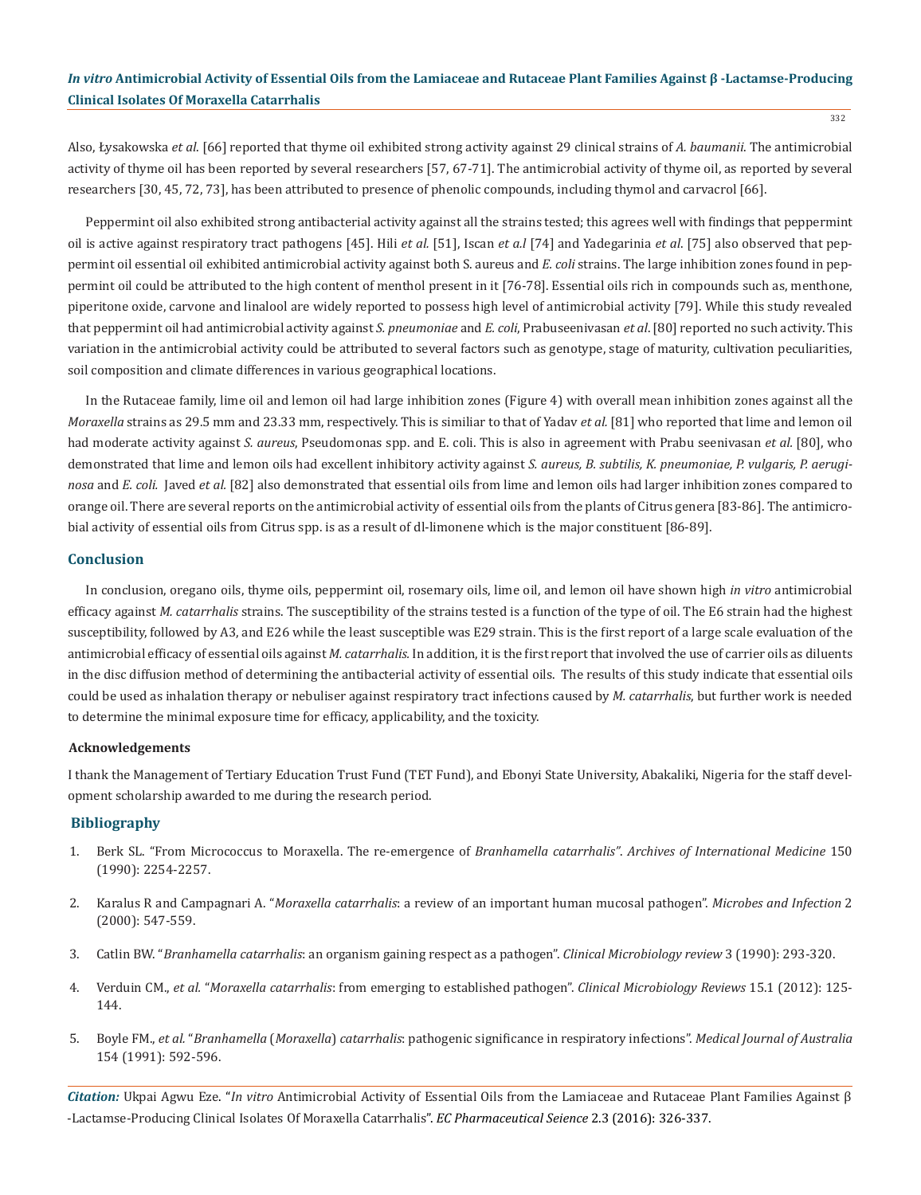Also, Łysakowska *et al*. [66] reported that thyme oil exhibited strong activity against 29 clinical strains of *A. baumanii*. The antimicrobial activity of thyme oil has been reported by several researchers [57, 67-71]. The antimicrobial activity of thyme oil, as reported by several researchers [30, 45, 72, 73], has been attributed to presence of phenolic compounds, including thymol and carvacrol [66].

Peppermint oil also exhibited strong antibacterial activity against all the strains tested; this agrees well with findings that peppermint oil is active against respiratory tract pathogens [45]. Hili *et al.* [51], Iscan *et a.l* [74] and Yadegarinia *et al*. [75] also observed that peppermint oil essential oil exhibited antimicrobial activity against both S. aureus and *E. coli* strains. The large inhibition zones found in peppermint oil could be attributed to the high content of menthol present in it [76-78]. Essential oils rich in compounds such as, menthone, piperitone oxide, carvone and linalool are widely reported to possess high level of antimicrobial activity [79]. While this study revealed that peppermint oil had antimicrobial activity against *S. pneumoniae* and *E. coli*, Prabuseenivasan *et al*. [80] reported no such activity. This variation in the antimicrobial activity could be attributed to several factors such as genotype, stage of maturity, cultivation peculiarities, soil composition and climate differences in various geographical locations.

In the Rutaceae family, lime oil and lemon oil had large inhibition zones (Figure 4) with overall mean inhibition zones against all the *Moraxella* strains as 29.5 mm and 23.33 mm, respectively. This is similiar to that of Yadav *et al.* [81] who reported that lime and lemon oil had moderate activity against *S. aureus*, Pseudomonas spp. and E. coli. This is also in agreement with Prabu seenivasan *et al.* [80], who demonstrated that lime and lemon oils had excellent inhibitory activity against *S. aureus, B. subtilis, K. pneumoniae, P. vulgaris, P. aeruginosa* and *E. coli.* Javed *et al.* [82] also demonstrated that essential oils from lime and lemon oils had larger inhibition zones compared to orange oil. There are several reports on the antimicrobial activity of essential oils from the plants of Citrus genera [83-86]. The antimicrobial activity of essential oils from Citrus spp. is as a result of dl-limonene which is the major constituent [86-89].

## Conclusion

In conclusion, oregano oils, thyme oils, peppermint oil, rosemary oils, lime oil, and lemon oil have shown high *in vitro* antimicrobial efficacy against *M. catarrhalis* strains. The susceptibility of the strains tested is a function of the type of oil. The E6 strain had the highest susceptibility, followed by A3, and E26 while the least susceptible was E29 strain. This is the first report of a large scale evaluation of the antimicrobial efficacy of essential oils against *M. catarrhalis.* In addition, it is the first report that involved the use of carrier oils as diluents in the disc diffusion method of determining the antibacterial activity of essential oils. The results of this study indicate that essential oils could be used as inhalation therapy or nebuliser against respiratory tract infections caused by *M. catarrhalis*, but further work is needed to determine the minimal exposure time for efficacy, applicability, and the toxicity.

### Acknowledgements

I thank the Management of Tertiary Education Trust Fund (TET Fund), and Ebonyi State University, Abakaliki, Nigeria for the staff development scholarship awarded to me during the research period.

## Bibliography

1. Berk SL. "From Micrococcus to Moraxella. The re-emergence of *Branhamella catarrhalis*". *Archives of International Medicine* 150 (1990): 2254-2257.
2. Karalus R and Campagnari A. "*Moraxella catarrhalis*: a review of an important human mucosal pathogen". *Microbes and Infection* 2 (2000): 547-559.
3. Catlin BW. "*Branhamella catarrhalis*: an organism gaining respect as a pathogen". *Clinical Microbiology review* 3 (1990): 293-320.
4. Verduin CM., *et al.* "*Moraxella catarrhalis*: from emerging to established pathogen". *Clinical Microbiology Reviews* 15.1 (2012): 125-144.
5. Boyle FM., *et al.* "*Branhamella* (*Moraxella*) *catarrhalis*: pathogenic significance in respiratory infections". *Medical Journal of Australia* 154 (1991): 592-596.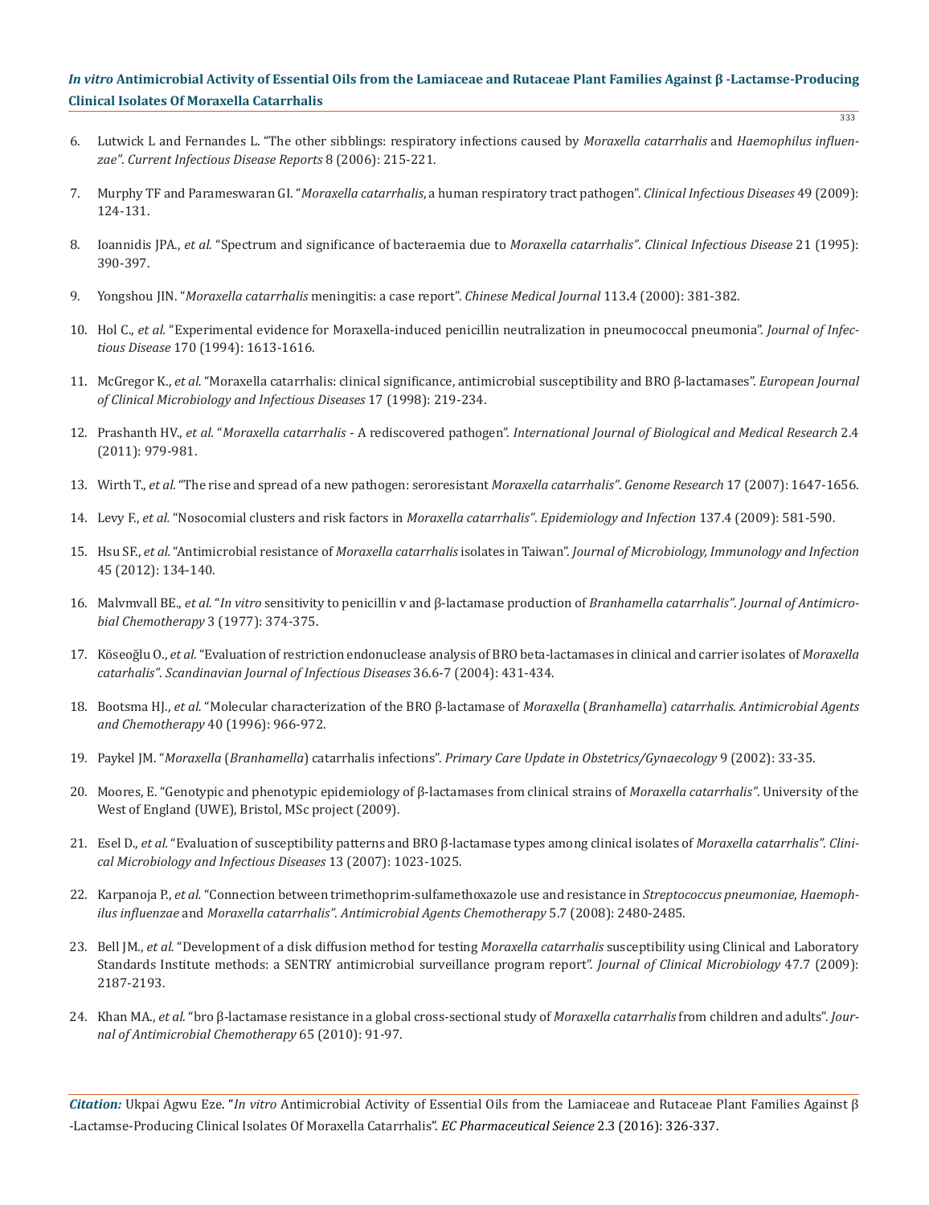6. Lutwick L and Fernandes L. "The other sibblings: respiratory infections caused by *Moraxella catarrhalis* and *Haemophilus influenzae*". *Current Infectious Disease Reports* 8 (2006): 215-221.

7. Murphy TF and Parameswaran GI. "*Moraxella catarrhalis*, a human respiratory tract pathogen". *Clinical Infectious Diseases* 49 (2009): 124-131.

8. Ioannidis JPA., *et al.* "Spectrum and significance of bacteraemia due to *Moraxella catarrhalis*". *Clinical Infectious Disease* 21 (1995): 390-397.

9. Yongshou JIN. "*Moraxella catarrhalis* meningitis: a case report". *Chinese Medical Journal* 113.4 (2000): 381-382.

10. Hol C., *et al.* "Experimental evidence for Moraxella-induced penicillin neutralization in pneumococcal pneumonia". *Journal of Infectious Disease* 170 (1994): 1613-1616.

11. McGregor K., *et al.* "Moraxella catarrhalis: clinical significance, antimicrobial susceptibility and BRO β-lactamases". *European Journal of Clinical Microbiology and Infectious Diseases* 17 (1998): 219-234.

12. Prashanth HV., *et al.* "*Moraxella catarrhalis* - A rediscovered pathogen". *International Journal of Biological and Medical Research* 2.4 (2011): 979-981.

13. Wirth T., *et al.* "The rise and spread of a new pathogen: seroresistant *Moraxella catarrhalis*". *Genome Research* 17 (2007): 1647-1656.

14. Levy F., *et al.* "Nosocomial clusters and risk factors in *Moraxella catarrhalis*". *Epidemiology and Infection* 137.4 (2009): 581-590.

15. Hsu SF., *et al.* "Antimicrobial resistance of *Moraxella catarrhalis* isolates in Taiwan". *Journal of Microbiology, Immunology and Infection* 45 (2012): 134-140.

16. Malvmvall BE., *et al.* "*In vitro* sensitivity to penicillin v and β-lactamase production of *Branhamella catarrhalis*". *Journal of Antimicrobial Chemotherapy* 3 (1977): 374-375.

17. Köseoğlu O., *et al.* "Evaluation of restriction endonuclease analysis of BRO beta-lactamases in clinical and carrier isolates of *Moraxella catarhalis*". *Scandinavian Journal of Infectious Diseases* 36.6-7 (2004): 431-434.

18. Bootsma HJ., *et al.* "Molecular characterization of the BRO β-lactamase of *Moraxella* (*Branhamella*) *catarrhalis*. *Antimicrobial Agents and Chemotherapy* 40 (1996): 966-972.

19. Paykel JM. "*Moraxella* (*Branhamella*) catarrhalis infections". *Primary Care Update in Obstetrics/Gynaecology* 9 (2002): 33-35.

20. Moores, E. "Genotypic and phenotypic epidemiology of β-lactamases from clinical strains of *Moraxella catarrhalis*". University of the West of England (UWE), Bristol, MSc project (2009).

21. Esel D., *et al.* "Evaluation of susceptibility patterns and BRO β-lactamase types among clinical isolates of *Moraxella catarrhalis*". *Clinical Microbiology and Infectious Diseases* 13 (2007): 1023-1025.

22. Karpanoja P., *et al.* "Connection between trimethoprim-sulfamethoxazole use and resistance in *Streptococcus pneumoniae, Haemophilus influenzae* and *Moraxella catarrhalis*". *Antimicrobial Agents Chemotherapy* 5.7 (2008): 2480-2485.

23. Bell JM., *et al.* "Development of a disk diffusion method for testing *Moraxella catarrhalis* susceptibility using Clinical and Laboratory Standards Institute methods: a SENTRY antimicrobial surveillance program report". *Journal of Clinical Microbiology* 47.7 (2009): 2187-2193.

24. Khan MA., *et al.* "bro β-lactamase resistance in a global cross-sectional study of *Moraxella catarrhalis* from children and adults". *Journal of Antimicrobial Chemotherapy* 65 (2010): 91-97.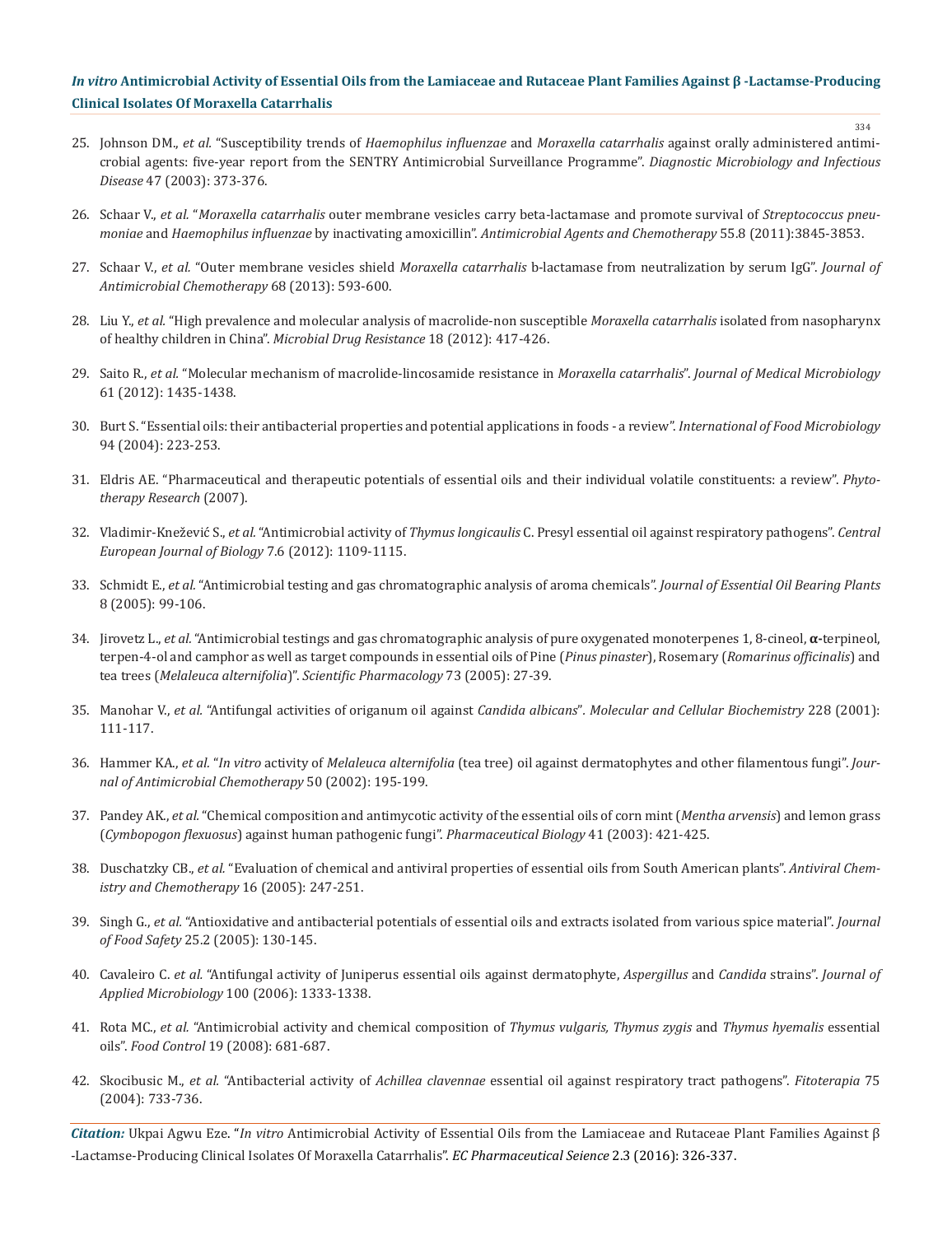25. Johnson DM., *et al.* "Susceptibility trends of *Haemophilus influenzae* and *Moraxella catarrhalis* against orally administered antimicrobial agents: five-year report from the SENTRY Antimicrobial Surveillance Programme". *Diagnostic Microbiology and Infectious Disease* 47 (2003): 373-376.

26. Schaar V., *et al.* "*Moraxella catarrhalis* outer membrane vesicles carry beta-lactamase and promote survival of *Streptococcus pneumoniae* and *Haemophilus influenzae* by inactivating amoxicillin". *Antimicrobial Agents and Chemotherapy* 55.8 (2011):3845-3853.

27. Schaar V., *et al.* "Outer membrane vesicles shield *Moraxella catarrhalis* b-lactamase from neutralization by serum IgG". *Journal of Antimicrobial Chemotherapy* 68 (2013): 593-600.

28. Liu Y., *et al.* "High prevalence and molecular analysis of macrolide-non susceptible *Moraxella catarrhalis* isolated from nasopharynx of healthy children in China". *Microbial Drug Resistance* 18 (2012): 417-426.

29. Saito R., *et al.* "Molecular mechanism of macrolide-lincosamide resistance in *Moraxella catarrhalis*". *Journal of Medical Microbiology* 61 (2012): 1435-1438.

30. Burt S. "Essential oils: their antibacterial properties and potential applications in foods - a review". *International of Food Microbiology* 94 (2004): 223-253.

31. Eldris AE. "Pharmaceutical and therapeutic potentials of essential oils and their individual volatile constituents: a review". *Phytotherapy Research* (2007).

32. Vladimir-Knežević S., *et al.* "Antimicrobial activity of *Thymus longicaulis* C. Presyl essential oil against respiratory pathogens". *Central European Journal of Biology* 7.6 (2012): 1109-1115.

33. Schmidt E., *et al.* "Antimicrobial testing and gas chromatographic analysis of aroma chemicals". *Journal of Essential Oil Bearing Plants* 8 (2005): 99-106.

34. Jirovetz L., *et al.* "Antimicrobial testings and gas chromatographic analysis of pure oxygenated monoterpenes 1, 8-cineol, **α**-terpineol, terpen-4-ol and camphor as well as target compounds in essential oils of Pine (*Pinus pinaster*), Rosemary (*Romarinus officinalis*) and tea trees (*Melaleuca alternifolia*)". *Scientific Pharmacology* 73 (2005): 27-39.

35. Manohar V., *et al.* "Antifungal activities of origanum oil against *Candida albicans*". *Molecular and Cellular Biochemistry* 228 (2001): 111-117.

36. Hammer KA., *et al.* "*In vitro* activity of *Melaleuca alternifolia* (tea tree) oil against dermatophytes and other filamentous fungi". *Journal of Antimicrobial Chemotherapy* 50 (2002): 195-199.

37. Pandey AK., *et al.* "Chemical composition and antimycotic activity of the essential oils of corn mint (*Mentha arvensis*) and lemon grass (*Cymbopogon flexuosus*) against human pathogenic fungi". *Pharmaceutical Biology* 41 (2003): 421-425.

38. Duschatzky CB., *et al.* "Evaluation of chemical and antiviral properties of essential oils from South American plants". *Antiviral Chemistry and Chemotherapy* 16 (2005): 247-251.

39. Singh G., *et al.* "Antioxidative and antibacterial potentials of essential oils and extracts isolated from various spice material". *Journal of Food Safety* 25.2 (2005): 130-145.

40. Cavaleiro C. *et al.* "Antifungal activity of Juniperus essential oils against dermatophyte, *Aspergillus* and *Candida* strains". *Journal of Applied Microbiology* 100 (2006): 1333-1338.

41. Rota MC., *et al.* "Antimicrobial activity and chemical composition of *Thymus vulgaris, Thymus zygis* and *Thymus hyemalis* essential oils". *Food Control* 19 (2008): 681-687.

42. Skocibusic M., *et al.* "Antibacterial activity of *Achillea clavennae* essential oil against respiratory tract pathogens". *Fitoterapia* 75 (2004): 733-736.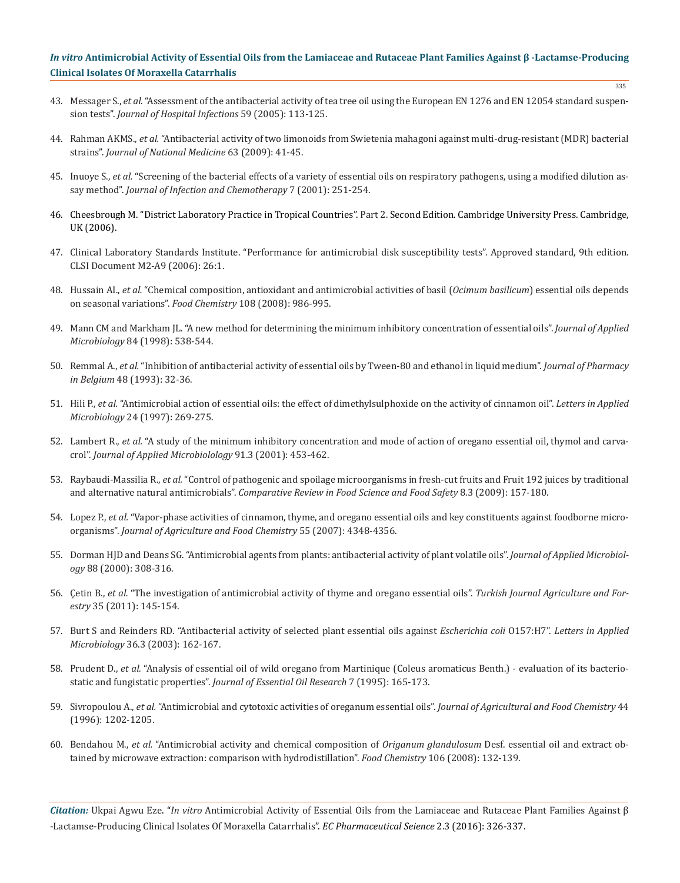43. Messager S., *et al.* "Assessment of the antibacterial activity of tea tree oil using the European EN 1276 and EN 12054 standard suspension tests". *Journal of Hospital Infections* 59 (2005): 113-125.

44. Rahman AKMS., *et al.* "Antibacterial activity of two limonoids from Swietenia mahagoni against multi-drug-resistant (MDR) bacterial strains". *Journal of National Medicine* 63 (2009): 41-45.

45. Inuoye S., *et al.* "Screening of the bacterial effects of a variety of essential oils on respiratory pathogens, using a modified dilution assay method". *Journal of Infection and Chemotherapy* 7 (2001): 251-254.

46. Cheesbrough M. "District Laboratory Practice in Tropical Countries". Part 2. Second Edition. Cambridge University Press. Cambridge, UK (2006).

47. Clinical Laboratory Standards Institute. "Performance for antimicrobial disk susceptibility tests". Approved standard, 9th edition. CLSI Document M2-A9 (2006): 26:1.

48. Hussain AI., *et al.* "Chemical composition, antioxidant and antimicrobial activities of basil (*Ocimum basilicum*) essential oils depends on seasonal variations". *Food Chemistry* 108 (2008): 986-995.

49. Mann CM and Markham JL. "A new method for determining the minimum inhibitory concentration of essential oils". *Journal of Applied Microbiology* 84 (1998): 538-544.

50. Remmal A., *et al.* "Inhibition of antibacterial activity of essential oils by Tween-80 and ethanol in liquid medium". *Journal of Pharmacy in Belgium* 48 (1993): 32-36.

51. Hili P., *et al.* "Antimicrobial action of essential oils: the effect of dimethylsulphoxide on the activity of cinnamon oil". *Letters in Applied Microbiology* 24 (1997): 269-275.

52. Lambert R., *et al.* "A study of the minimum inhibitory concentration and mode of action of oregano essential oil, thymol and carvacrol". *Journal of Applied Microbiolology* 91.3 (2001): 453-462.

53. Raybaudi-Massilia R., *et al.* "Control of pathogenic and spoilage microorganisms in fresh-cut fruits and Fruit 192 juices by traditional and alternative natural antimicrobials". *Comparative Review in Food Science and Food Safety* 8.3 (2009): 157-180.

54. Lopez P., *et al.* "Vapor-phase activities of cinnamon, thyme, and oregano essential oils and key constituents against foodborne microorganisms". *Journal of Agriculture and Food Chemistry* 55 (2007): 4348-4356.

55. Dorman HJD and Deans SG. "Antimicrobial agents from plants: antibacterial activity of plant volatile oils". *Journal of Applied Microbiology* 88 (2000): 308-316.

56. Çetin B., *et al.* "The investigation of antimicrobial activity of thyme and oregano essential oils". *Turkish Journal Agriculture and Forestry* 35 (2011): 145-154.

57. Burt S and Reinders RD. "Antibacterial activity of selected plant essential oils against *Escherichia coli* O157:H7". *Letters in Applied Microbiology* 36.3 (2003): 162-167.

58. Prudent D., *et al.* "Analysis of essential oil of wild oregano from Martinique (Coleus aromaticus Benth.) - evaluation of its bacteriostatic and fungistatic properties". *Journal of Essential Oil Research* 7 (1995): 165-173.

59. Sivropoulou A., *et al.* "Antimicrobial and cytotoxic activities of oreganum essential oils". *Journal of Agricultural and Food Chemistry* 44 (1996): 1202-1205.

60. Bendahou M., *et al.* "Antimicrobial activity and chemical composition of *Origanum glandulosum* Desf. essential oil and extract obtained by microwave extraction: comparison with hydrodistillation". *Food Chemistry* 106 (2008): 132-139.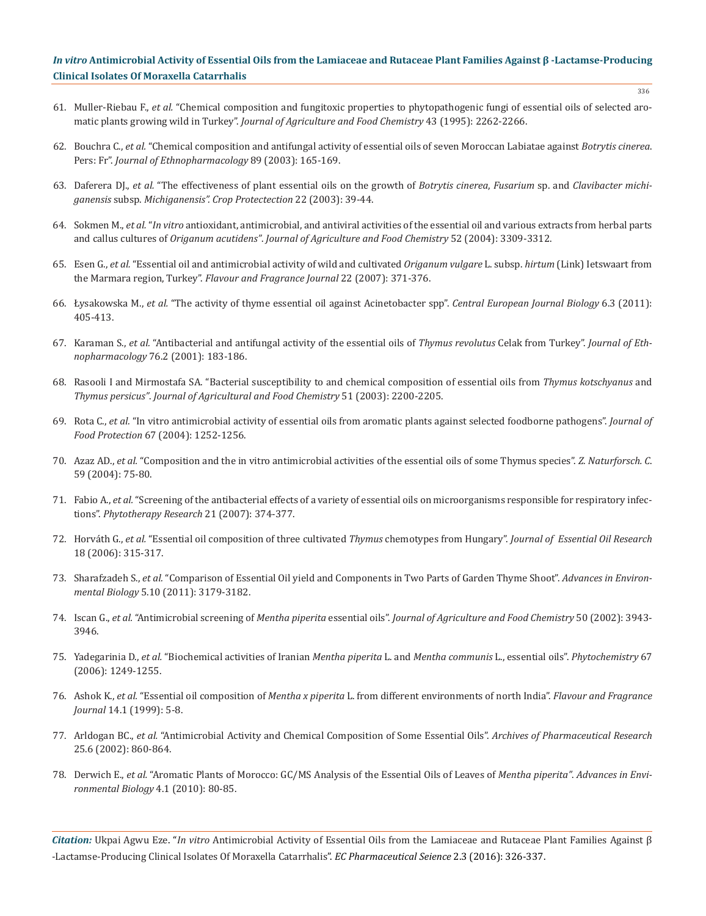61. Muller-Riebau F., *et al.* "Chemical composition and fungitoxic properties to phytopathogenic fungi of essential oils of selected aromatic plants growing wild in Turkey". *Journal of Agriculture and Food Chemistry* 43 (1995): 2262-2266.

62. Bouchra C., *et al.* "Chemical composition and antifungal activity of essential oils of seven Moroccan Labiatae against *Botrytis cinerea*. Pers: Fr". *Journal of Ethnopharmacology* 89 (2003): 165-169.

63. Daferera DJ., *et al.* "The effectiveness of plant essential oils on the growth of *Botrytis cinerea*, *Fusarium* sp. and *Clavibacter michiganensis* subsp. *Michiganensis". Crop Protectection* 22 (2003): 39-44.

64. Sokmen M., *et al.* "*In vitro* antioxidant, antimicrobial, and antiviral activities of the essential oil and various extracts from herbal parts and callus cultures of *Origanum acutidens". Journal of Agriculture and Food Chemistry* 52 (2004): 3309-3312.

65. Esen G., *et al.* "Essential oil and antimicrobial activity of wild and cultivated *Origanum vulgare* L. subsp. *hirtum* (Link) Ietswaart from the Marmara region, Turkey". *Flavour and Fragrance Journal* 22 (2007): 371-376.

66. Łysakowska M., *et al.* "The activity of thyme essential oil against Acinetobacter spp". *Central European Journal Biology* 6.3 (2011): 405-413.

67. Karaman S., *et al.* "Antibacterial and antifungal activity of the essential oils of *Thymus revolutus* Celak from Turkey". *Journal of Ethnopharmacology* 76.2 (2001): 183-186.

68. Rasooli I and Mirmostafa SA. "Bacterial susceptibility to and chemical composition of essential oils from *Thymus kotschyanus* and *Thymus persicus". Journal of Agricultural and Food Chemistry* 51 (2003): 2200-2205.

69. Rota C., *et al.* "In vitro antimicrobial activity of essential oils from aromatic plants against selected foodborne pathogens". *Journal of Food Protection* 67 (2004): 1252-1256.

70. Azaz AD., *et al.* "Composition and the in vitro antimicrobial activities of the essential oils of some Thymus species". *Z. Naturforsch. C*. 59 (2004): 75-80.

71. Fabio A., *et al.* "Screening of the antibacterial effects of a variety of essential oils on microorganisms responsible for respiratory infections". *Phytotherapy Research* 21 (2007): 374-377.

72. Horváth G., *et al.* "Essential oil composition of three cultivated *Thymus* chemotypes from Hungary". *Journal of Essential Oil Research* 18 (2006): 315-317.

73. Sharafzadeh S., *et al.* "Comparison of Essential Oil yield and Components in Two Parts of Garden Thyme Shoot". *Advances in Environmental Biology* 5.10 (2011): 3179-3182.

74. Iscan G., *et al.* "Antimicrobial screening of *Mentha piperita* essential oils". *Journal of Agriculture and Food Chemistry* 50 (2002): 3943-3946.

75. Yadegarinia D., *et al.* "Biochemical activities of Iranian *Mentha piperita* L. and *Mentha communis* L., essential oils". *Phytochemistry* 67 (2006): 1249-1255.

76. Ashok K., *et al.* "Essential oil composition of *Mentha x piperita* L. from different environments of north India". *Flavour and Fragrance Journal* 14.1 (1999): 5-8.

77. Arldogan BC., *et al.* "Antimicrobial Activity and Chemical Composition of Some Essential Oils". *Archives of Pharmaceutical Research* 25.6 (2002): 860-864.

78. Derwich E., *et al.* "Aromatic Plants of Morocco: GC/MS Analysis of the Essential Oils of Leaves of *Mentha piperita". Advances in Environmental Biology* 4.1 (2010): 80-85.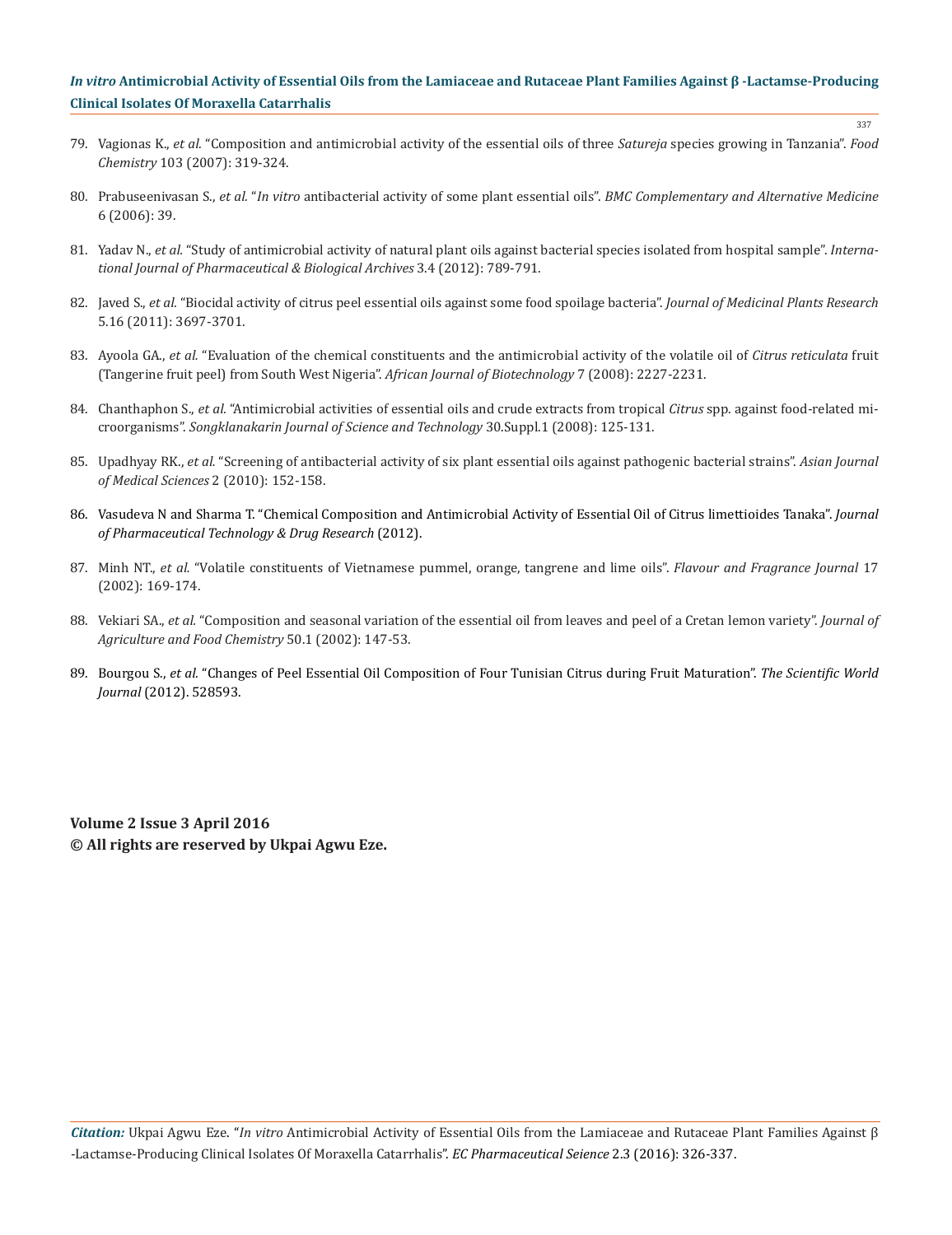79. Vagionas K., *et al.* "Composition and antimicrobial activity of the essential oils of three *Satureja* species growing in Tanzania". *Food Chemistry* 103 (2007): 319-324.

80. Prabuseenivasan S., *et al.* "*In vitro* antibacterial activity of some plant essential oils". *BMC Complementary and Alternative Medicine* 6 (2006): 39.

81. Yadav N., *et al.* "Study of antimicrobial activity of natural plant oils against bacterial species isolated from hospital sample". *International Journal of Pharmaceutical & Biological Archives* 3.4 (2012): 789-791.

82. Javed S., *et al.* "Biocidal activity of citrus peel essential oils against some food spoilage bacteria". *Journal of Medicinal Plants Research* 5.16 (2011): 3697-3701.

83. Ayoola GA., *et al.* "Evaluation of the chemical constituents and the antimicrobial activity of the volatile oil of *Citrus reticulata* fruit (Tangerine fruit peel) from South West Nigeria". *African Journal of Biotechnology* 7 (2008): 2227-2231.

84. Chanthaphon S., *et al.* "Antimicrobial activities of essential oils and crude extracts from tropical *Citrus* spp. against food-related microorganisms". *Songklanakarin Journal of Science and Technology* 30.Suppl.1 (2008): 125-131.

85. Upadhyay RK., *et al.* "Screening of antibacterial activity of six plant essential oils against pathogenic bacterial strains". *Asian Journal of Medical Sciences* 2 (2010): 152-158.

86. Vasudeva N and Sharma T. "Chemical Composition and Antimicrobial Activity of Essential Oil of Citrus limettioides Tanaka". *Journal of Pharmaceutical Technology & Drug Research* (2012).

87. Minh NT., *et al.* "Volatile constituents of Vietnamese pummel, orange, tangrene and lime oils". *Flavour and Fragrance Journal* 17 (2002): 169-174.

88. Vekiari SA., *et al.* "Composition and seasonal variation of the essential oil from leaves and peel of a Cretan lemon variety". *Journal of Agriculture and Food Chemistry* 50.1 (2002): 147-53.

89. Bourgou S., *et al.* "Changes of Peel Essential Oil Composition of Four Tunisian Citrus during Fruit Maturation". *The Scientific World Journal* (2012). 528593.

**Volume 2 Issue 3 April 2016**
**© All rights are reserved by Ukpai Agwu Eze.**